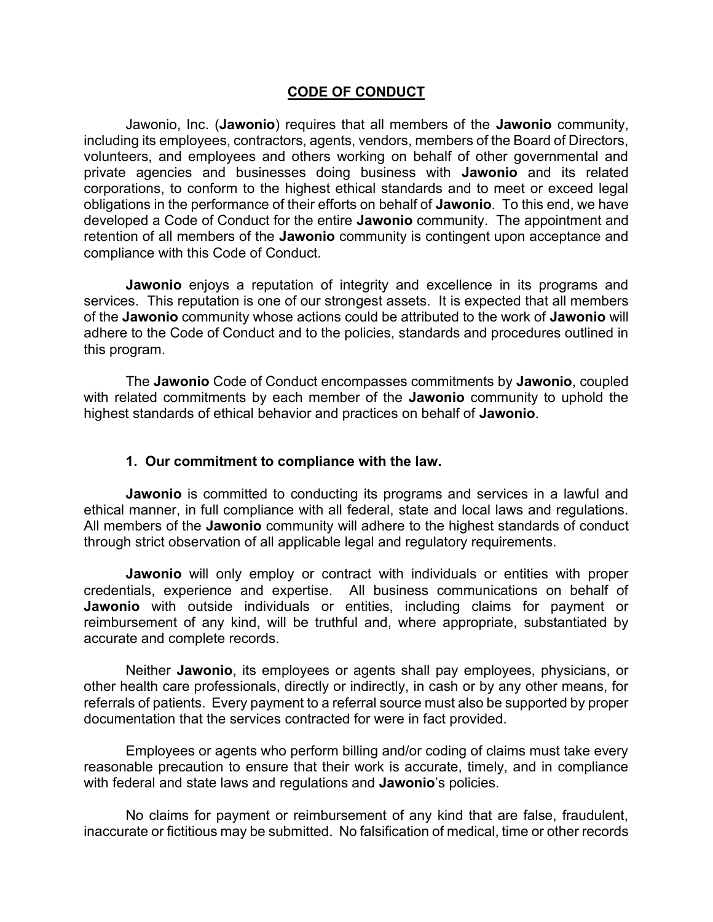## CODE OF CONDUCT

Jawonio, Inc. (**Jawonio**) requires that all members of the **Jawonio** community, including its employees, contractors, agents, vendors, members of the Board of Directors, volunteers, and employees and others working on behalf of other governmental and private agencies and businesses doing business with **Jawonio** and its related corporations, to conform to the highest ethical standards and to meet or exceed legal obligations in the performance of their efforts on behalf of **Jawonio**. To this end, we have developed a Code of Conduct for the entire **Jawonio** community. The appointment and retention of all members of the **Jawonio** community is contingent upon acceptance and compliance with this Code of Conduct.

**Jawonio** enjoys a reputation of integrity and excellence in its programs and services. This reputation is one of our strongest assets. It is expected that all members of the **Jawonio** community whose actions could be attributed to the work of **Jawonio** will adhere to the Code of Conduct and to the policies, standards and procedures outlined in this program.

The **Jawonio** Code of Conduct encompasses commitments by **Jawonio**, coupled with related commitments by each member of the **Jawonio** community to uphold the highest standards of ethical behavior and practices on behalf of **Jawonio**.

### 1. Our commitment to compliance with the law.

**Jawonio** is committed to conducting its programs and services in a lawful and ethical manner, in full compliance with all federal, state and local laws and regulations. All members of the **Jawonio** community will adhere to the highest standards of conduct through strict observation of all applicable legal and regulatory requirements.

**Jawonio** will only employ or contract with individuals or entities with proper credentials, experience and expertise. All business communications on behalf of **Jawonio** with outside individuals or entities, including claims for payment or reimbursement of any kind, will be truthful and, where appropriate, substantiated by accurate and complete records.

Neither **Jawonio**, its employees or agents shall pay employees, physicians, or other health care professionals, directly or indirectly, in cash or by any other means, for referrals of patients. Every payment to a referral source must also be supported by proper documentation that the services contracted for were in fact provided.

Employees or agents who perform billing and/or coding of claims must take every reasonable precaution to ensure that their work is accurate, timely, and in compliance with federal and state laws and regulations and **Jawonio**'s policies.

No claims for payment or reimbursement of any kind that are false, fraudulent, inaccurate or fictitious may be submitted. No falsification of medical, time or other records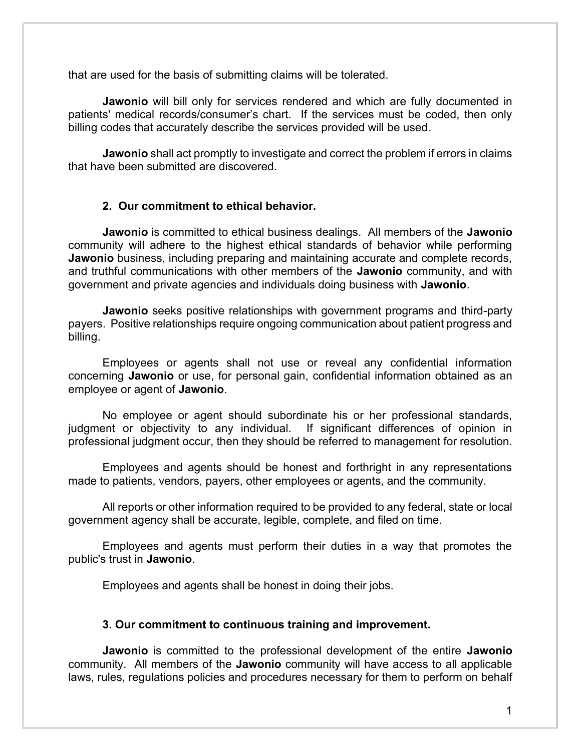that are used for the basis of submitting claims will be tolerated.

**Jawonio** will bill only for services rendered and which are fully documented in patients' medical records/consumer's chart. If the services must be coded, then only billing codes that accurately describe the services provided will be used.

**Jawonio** shall act promptly to investigate and correct the problem if errors in claims that have been submitted are discovered.

### 2. Our commitment to ethical behavior.

**Jawonio** is committed to ethical business dealings. All members of the **Jawonio** community will adhere to the highest ethical standards of behavior while performing **Jawonio** business, including preparing and maintaining accurate and complete records, and truthful communications with other members of the **Jawonio** community, and with government and private agencies and individuals doing business with **Jawonio**.

**Jawonio** seeks positive relationships with government programs and third-party payers. Positive relationships require ongoing communication about patient progress and billing.

Employees or agents shall not use or reveal any confidential information concerning **Jawonio** or use, for personal gain, confidential information obtained as an employee or agent of **Jawonio**.

No employee or agent should subordinate his or her professional standards, judgment or objectivity to any individual. If significant differences of opinion in professional judgment occur, then they should be referred to management for resolution.

Employees and agents should be honest and forthright in any representations made to patients, vendors, payers, other employees or agents, and the community.

All reports or other information required to be provided to any federal, state or local government agency shall be accurate, legible, complete, and filed on time.

Employees and agents must perform their duties in a way that promotes the public's trust in **Jawonio**.

Employees and agents shall be honest in doing their jobs.

### 3. Our commitment to continuous training and improvement.

**Jawonio** is committed to the professional development of the entire **Jawonio** community. All members of the **Jawonio** community will have access to all applicable laws, rules, regulations policies and procedures necessary for them to perform on behalf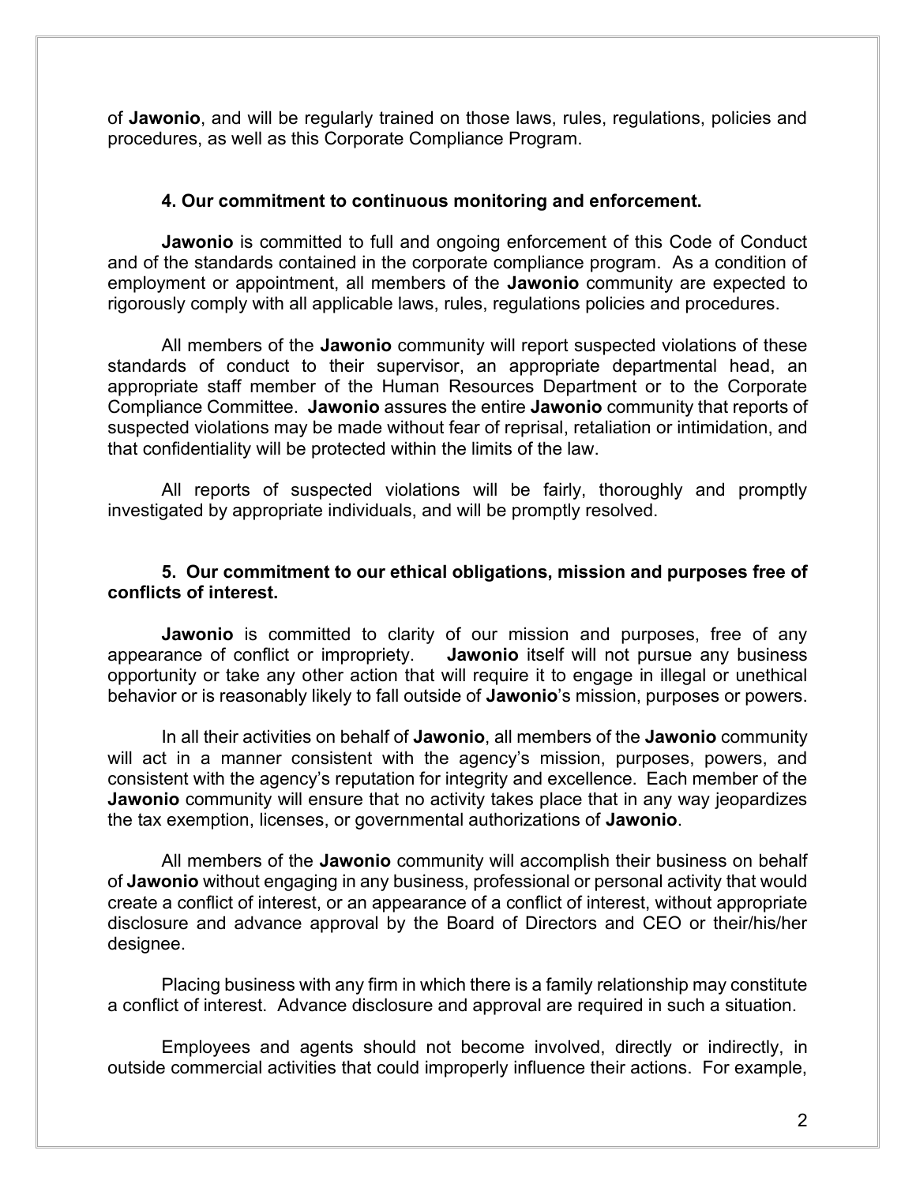of **Jawonio**, and will be regularly trained on those laws, rules, regulations, policies and procedures, as well as this Corporate Compliance Program.

### 4. Our commitment to continuous monitoring and enforcement.

**Jawonio** is committed to full and ongoing enforcement of this Code of Conduct and of the standards contained in the corporate compliance program. As a condition of employment or appointment, all members of the **Jawonio** community are expected to rigorously comply with all applicable laws, rules, regulations policies and procedures.

All members of the **Jawonio** community will report suspected violations of these standards of conduct to their supervisor, an appropriate departmental head, an appropriate staff member of the Human Resources Department or to the Corporate Compliance Committee. **Jawonio** assures the entire **Jawonio** community that reports of suspected violations may be made without fear of reprisal, retaliation or intimidation, and that confidentiality will be protected within the limits of the law.

All reports of suspected violations will be fairly, thoroughly and promptly investigated by appropriate individuals, and will be promptly resolved.

### 5. Our commitment to our ethical obligations, mission and purposes free of conflicts of interest.

**Jawonio** is committed to clarity of our mission and purposes, free of any appearance of conflict or impropriety. **Jawonio** itself will not pursue any business opportunity or take any other action that will require it to engage in illegal or unethical behavior or is reasonably likely to fall outside of **Jawonio**'s mission, purposes or powers.

In all their activities on behalf of **Jawonio**, all members of the **Jawonio** community will act in a manner consistent with the agency's mission, purposes, powers, and consistent with the agency's reputation for integrity and excellence. Each member of the **Jawonio** community will ensure that no activity takes place that in any way jeopardizes the tax exemption, licenses, or governmental authorizations of **Jawonio**.

All members of the **Jawonio** community will accomplish their business on behalf of **Jawonio** without engaging in any business, professional or personal activity that would create a conflict of interest, or an appearance of a conflict of interest, without appropriate disclosure and advance approval by the Board of Directors and CEO or their/his/her designee.

Placing business with any firm in which there is a family relationship may constitute a conflict of interest. Advance disclosure and approval are required in such a situation.

Employees and agents should not become involved, directly or indirectly, in outside commercial activities that could improperly influence their actions. For example,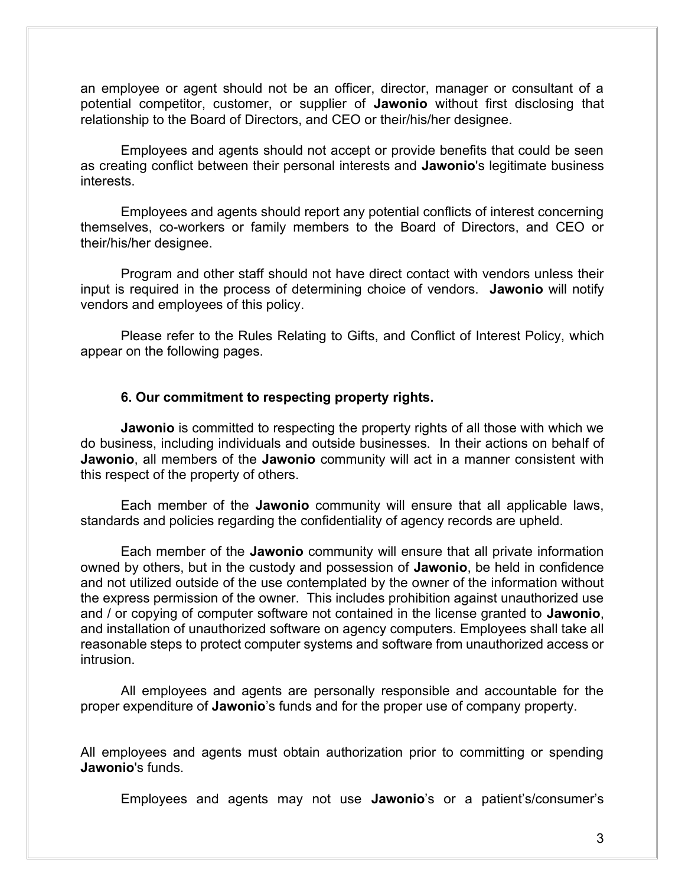an employee or agent should not be an officer, director, manager or consultant of a potential competitor, customer, or supplier of **Jawonio** without first disclosing that relationship to the Board of Directors, and CEO or their/his/her designee.

Employees and agents should not accept or provide benefits that could be seen as creating conflict between their personal interests and **Jawonio**'s legitimate business interests.

Employees and agents should report any potential conflicts of interest concerning themselves, co-workers or family members to the Board of Directors, and CEO or their/his/her designee.

Program and other staff should not have direct contact with vendors unless their input is required in the process of determining choice of vendors. **Jawonio** will notify vendors and employees of this policy.

Please refer to the Rules Relating to Gifts, and Conflict of Interest Policy, which appear on the following pages.

### 6. Our commitment to respecting property rights.

**Jawonio** is committed to respecting the property rights of all those with which we do business, including individuals and outside businesses. In their actions on behalf of **Jawonio**, all members of the **Jawonio** community will act in a manner consistent with this respect of the property of others.

Each member of the **Jawonio** community will ensure that all applicable laws, standards and policies regarding the confidentiality of agency records are upheld.

Each member of the **Jawonio** community will ensure that all private information owned by others, but in the custody and possession of **Jawonio**, be held in confidence and not utilized outside of the use contemplated by the owner of the information without the express permission of the owner. This includes prohibition against unauthorized use and / or copying of computer software not contained in the license granted to **Jawonio**, and installation of unauthorized software on agency computers. Employees shall take all reasonable steps to protect computer systems and software from unauthorized access or intrusion.

All employees and agents are personally responsible and accountable for the proper expenditure of **Jawonio**'s funds and for the proper use of company property.

All employees and agents must obtain authorization prior to committing or spending **Jawonio**'s funds.

Employees and agents may not use **Jawonio**'s or a patient's/consumer's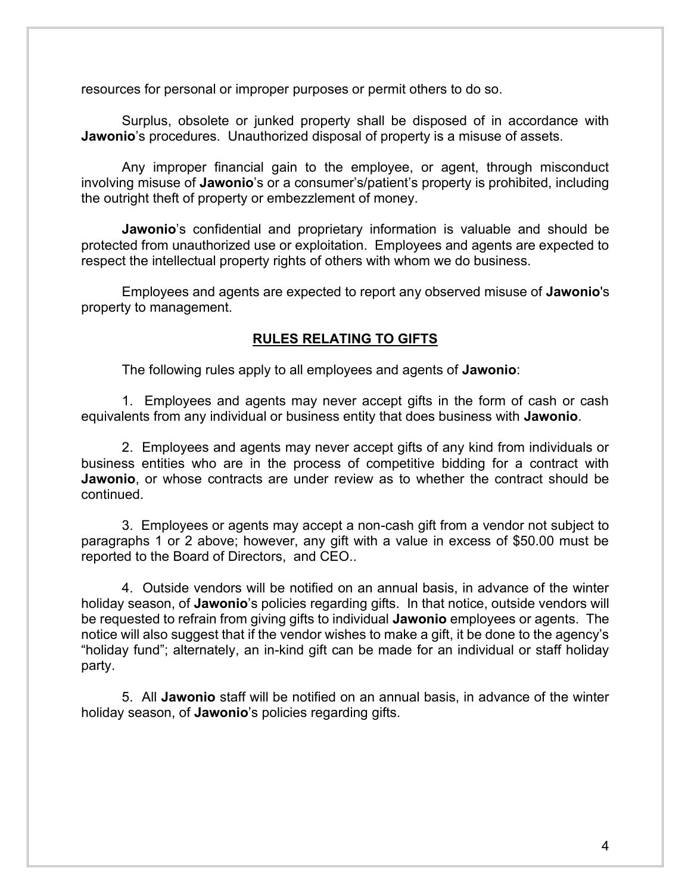resources for personal or improper purposes or permit others to do so.

Surplus, obsolete or junked property shall be disposed of in accordance with **Jawonio**'s procedures. Unauthorized disposal of property is a misuse of assets.

Any improper financial gain to the employee, or agent, through misconduct involving misuse of **Jawonio**'s or a consumer's/patient's property is prohibited, including the outright theft of property or embezzlement of money.

**Jawonio**'s confidential and proprietary information is valuable and should be protected from unauthorized use or exploitation. Employees and agents are expected to respect the intellectual property rights of others with whom we do business.

Employees and agents are expected to report any observed misuse of **Jawonio**'s property to management.

## RULES RELATING TO GIFTS

The following rules apply to all employees and agents of **Jawonio**:

1. Employees and agents may never accept gifts in the form of cash or cash equivalents from any individual or business entity that does business with **Jawonio**.

2. Employees and agents may never accept gifts of any kind from individuals or business entities who are in the process of competitive bidding for a contract with **Jawonio**, or whose contracts are under review as to whether the contract should be continued.

3. Employees or agents may accept a non-cash gift from a vendor not subject to paragraphs 1 or 2 above; however, any gift with a value in excess of $50.00 must be reported to the Board of Directors, and CEO..

4. Outside vendors will be notified on an annual basis, in advance of the winter holiday season, of **Jawonio**'s policies regarding gifts. In that notice, outside vendors will be requested to refrain from giving gifts to individual **Jawonio** employees or agents. The notice will also suggest that if the vendor wishes to make a gift, it be done to the agency's "holiday fund"; alternately, an in-kind gift can be made for an individual or staff holiday party.

5. All **Jawonio** staff will be notified on an annual basis, in advance of the winter holiday season, of **Jawonio**'s policies regarding gifts.